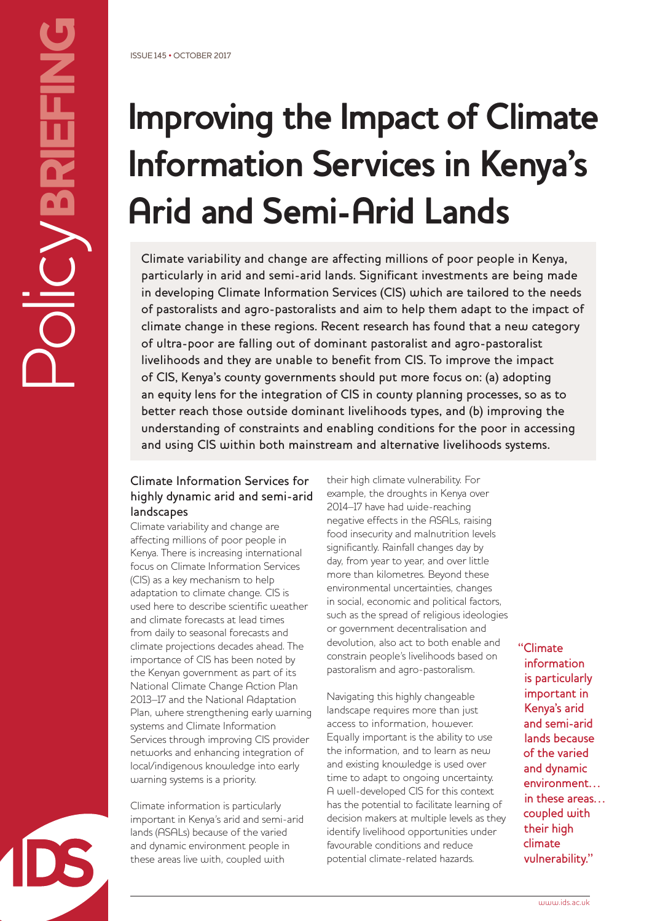ISSUE 145 • OCTOBER 2017

# Improving the Impact of Climate Information Services in Kenya's Arid and Semi-Arid Lands

**Climate variability and change are affecting millions of poor people in Kenya, particularly in arid and semi-arid lands. Significant investments are being made in developing Climate Information Services (CIS) which are tailored to the needs of pastoralists and agro-pastoralists and aim to help them adapt to the impact of climate change in these regions. Recent research has found that a new category of ultra-poor are falling out of dominant pastoralist and agro-pastoralist livelihoods and they are unable to benefit from CIS. To improve the impact of CIS, Kenya's county governments should put more focus on: (a) adopting an equity lens for the integration of CIS in county planning processes, so as to better reach those outside dominant livelihoods types, and (b) improving the understanding of constraints and enabling conditions for the poor in accessing and using CIS within both mainstream and alternative livelihoods systems.**

## Climate Information Services for highly dynamic arid and semi-arid landscapes

Climate variability and change are affecting millions of poor people in Kenya. There is increasing international focus on Climate Information Services (CIS) as a key mechanism to help adaptation to climate change. CIS is used here to describe scientific weather and climate forecasts at lead times from daily to seasonal forecasts and climate projections decades ahead. The importance of CIS has been noted by the Kenyan government as part of its National Climate Change Action Plan 2013–17 and the National Adaptation Plan, where strengthening early warning systems and Climate Information Services through improving CIS provider networks and enhancing integration of local/indigenous knowledge into early warning systems is a priority.

Climate information is particularly important in Kenya's arid and semi-arid lands (ASALs) because of the varied and dynamic environment people in these areas live with, coupled with their high climate vulnerability. For example, the droughts in Kenya over 2014–17 have had wide-reaching negative effects in the ASALs, raising food insecurity and malnutrition levels significantly. Rainfall changes day by day, from year to year, and over little more than kilometres. Beyond these environmental uncertainties, changes in social, economic and political factors, such as the spread of religious ideologies or government decentralisation and devolution, also act to both enable and constrain people's livelihoods based on pastoralism and agro-pastoralism.

Navigating this highly changeable landscape requires more than just access to information, however. Equally important is the ability to use the information, and to learn as new and existing knowledge is used over time to adapt to ongoing uncertainty. A well-developed CIS for this context has the potential to facilitate learning of decision makers at multiple levels as they identify livelihood opportunities under favourable conditions and reduce potential climate-related hazards.

> "Climate information is particularly important in Kenya's arid and semi-arid lands because of the varied and dynamic environment… in these areas… coupled with their high climate vulnerability."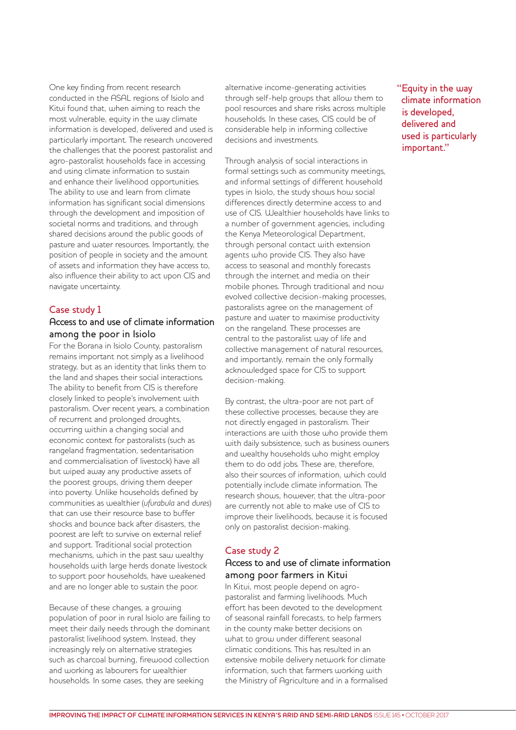One key finding from recent research conducted in the ASAL regions of Isiolo and Kitui found that, when aiming to reach the most vulnerable, equity in the way climate information is developed, delivered and used is particularly important. The research uncovered the challenges that the poorest pastoralist and agro-pastoralist households face in accessing and using climate information to sustain and enhance their livelihood opportunities. The ability to use and learn from climate information has significant social dimensions through the development and imposition of societal norms and traditions, and through shared decisions around the public goods of pasture and water resources. Importantly, the position of people in society and the amount of assets and information they have access to, also influence their ability to act upon CIS and navigate uncertainty.

> "Equity in the way climate information is developed, delivered and used is particularly important."

## Case study 1

### Access to and use of climate information among the poor in Isiolo

For the Borana in Isiolo County, pastoralism remains important not simply as a livelihood strategy, but as an identity that links them to the land and shapes their social interactions. The ability to benefit from CIS is therefore closely linked to people's involvement with pastoralism. Over recent years, a combination of recurrent and prolonged droughts, occurring within a changing social and economic context for pastoralists (such as rangeland fragmentation, sedentarisation and commercialisation of livestock) have all but wiped away any productive assets of the poorest groups, driving them deeper into poverty. Unlike households defined by communities as wealthier (*ufurabula* and *dures*) that can use their resource base to buffer shocks and bounce back after disasters, the poorest are left to survive on external relief and support. Traditional social protection mechanisms, which in the past saw wealthy households with large herds donate livestock to support poor households, have weakened and are no longer able to sustain the poor.

Because of these changes, a growing population of poor in rural Isiolo are failing to meet their daily needs through the dominant pastoralist livelihood system. Instead, they increasingly rely on alternative strategies such as charcoal burning, firewood collection and working as labourers for wealthier households. In some cases, they are seeking alternative income-generating activities through self-help groups that allow them to pool resources and share risks across multiple households. In these cases, CIS could be of considerable help in informing collective decisions and investments.

Through analysis of social interactions in formal settings such as community meetings, and informal settings of different household types in Isiolo, the study shows how social differences directly determine access to and use of CIS. Wealthier households have links to a number of government agencies, including the Kenya Meteorological Department, through personal contact with extension agents who provide CIS. They also have access to seasonal and monthly forecasts through the internet and media on their mobile phones. Through traditional and now evolved collective decision-making processes, pastoralists agree on the management of pasture and water to maximise productivity on the rangeland. These processes are central to the pastoralist way of life and collective management of natural resources, and importantly, remain the only formally acknowledged space for CIS to support decision-making.

By contrast, the ultra-poor are not part of these collective processes, because they are not directly engaged in pastoralism. Their interactions are with those who provide them with daily subsistence, such as business owners and wealthy households who might employ them to do odd jobs. These are, therefore, also their sources of information, which could potentially include climate information. The research shows, however, that the ultra-poor are currently not able to make use of CIS to improve their livelihoods, because it is focused only on pastoralist decision-making.

## Case study 2

### Access to and use of climate information among poor farmers in Kitui

In Kitui, most people depend on agro-pastoralist and farming livelihoods. Much effort has been devoted to the development of seasonal rainfall forecasts, to help farmers in the county make better decisions on what to grow under different seasonal climatic conditions. This has resulted in an extensive mobile delivery network for climate information, such that farmers working with the Ministry of Agriculture and in a formalised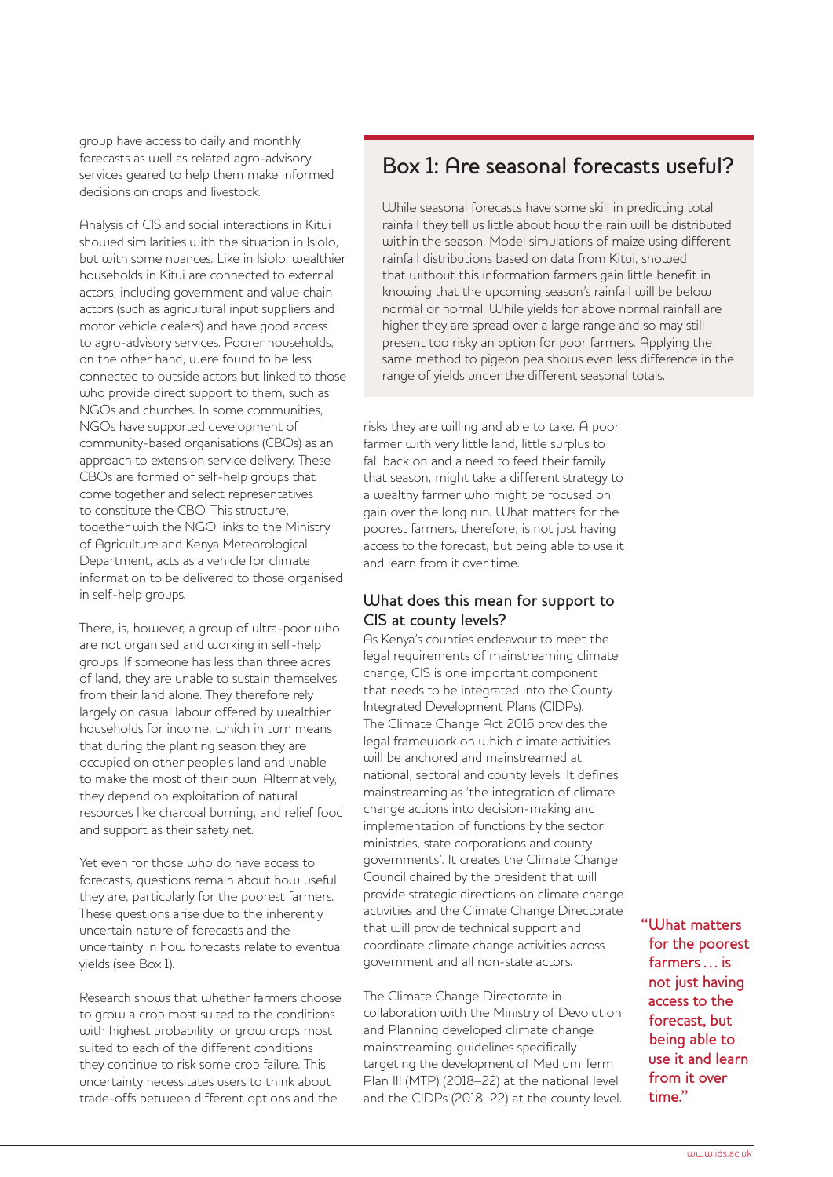group have access to daily and monthly forecasts as well as related agro-advisory services geared to help them make informed decisions on crops and livestock.

Analysis of CIS and social interactions in Kitui showed similarities with the situation in Isiolo, but with some nuances. Like in Isiolo, wealthier households in Kitui are connected to external actors, including government and value chain actors (such as agricultural input suppliers and motor vehicle dealers) and have good access to agro-advisory services. Poorer households, on the other hand, were found to be less connected to outside actors but linked to those who provide direct support to them, such as NGOs and churches. In some communities, NGOs have supported development of community-based organisations (CBOs) as an approach to extension service delivery. These CBOs are formed of self-help groups that come together and select representatives to constitute the CBO. This structure, together with the NGO links to the Ministry of Agriculture and Kenya Meteorological Department, acts as a vehicle for climate information to be delivered to those organised in self-help groups.

There, is, however, a group of ultra-poor who are not organised and working in self-help groups. If someone has less than three acres of land, they are unable to sustain themselves from their land alone. They therefore rely largely on casual labour offered by wealthier households for income, which in turn means that during the planting season they are occupied on other people's land and unable to make the most of their own. Alternatively, they depend on exploitation of natural resources like charcoal burning, and relief food and support as their safety net.

Yet even for those who do have access to forecasts, questions remain about how useful they are, particularly for the poorest farmers. These questions arise due to the inherently uncertain nature of forecasts and the uncertainty in how forecasts relate to eventual yields (see Box 1).

Research shows that whether farmers choose to grow a crop most suited to the conditions with highest probability, or grow crops most suited to each of the different conditions they continue to risk some crop failure. This uncertainty necessitates users to think about trade-offs between different options and the risks they are willing and able to take. A poor farmer with very little land, little surplus to fall back on and a need to feed their family that season, might take a different strategy to a wealthy farmer who might be focused on gain over the long run. What matters for the poorest farmers, therefore, is not just having access to the forecast, but being able to use it and learn from it over time.

## Box 1: Are seasonal forecasts useful?

While seasonal forecasts have some skill in predicting total rainfall they tell us little about how the rain will be distributed within the season. Model simulations of maize using different rainfall distributions based on data from Kitui, showed that without this information farmers gain little benefit in knowing that the upcoming season's rainfall will be below normal or normal. While yields for above normal rainfall are higher they are spread over a large range and so may still present too risky an option for poor farmers. Applying the same method to pigeon pea shows even less difference in the range of yields under the different seasonal totals.

### What does this mean for support to CIS at county levels?

As Kenya's counties endeavour to meet the legal requirements of mainstreaming climate change, CIS is one important component that needs to be integrated into the County Integrated Development Plans (CIDPs). The Climate Change Act 2016 provides the legal framework on which climate activities will be anchored and mainstreamed at national, sectoral and county levels. It defines mainstreaming as 'the integration of climate change actions into decision-making and implementation of functions by the sector ministries, state corporations and county governments'. It creates the Climate Change Council chaired by the president that will provide strategic directions on climate change activities and the Climate Change Directorate that will provide technical support and coordinate climate change activities across government and all non-state actors.

The Climate Change Directorate in collaboration with the Ministry of Devolution and Planning developed climate change mainstreaming guidelines specifically targeting the development of Medium Term Plan III (MTP) (2018–22) at the national level and the CIDPs (2018–22) at the county level.

> "What matters for the poorest farmers … is not just having access to the forecast, but being able to use it and learn from it over time."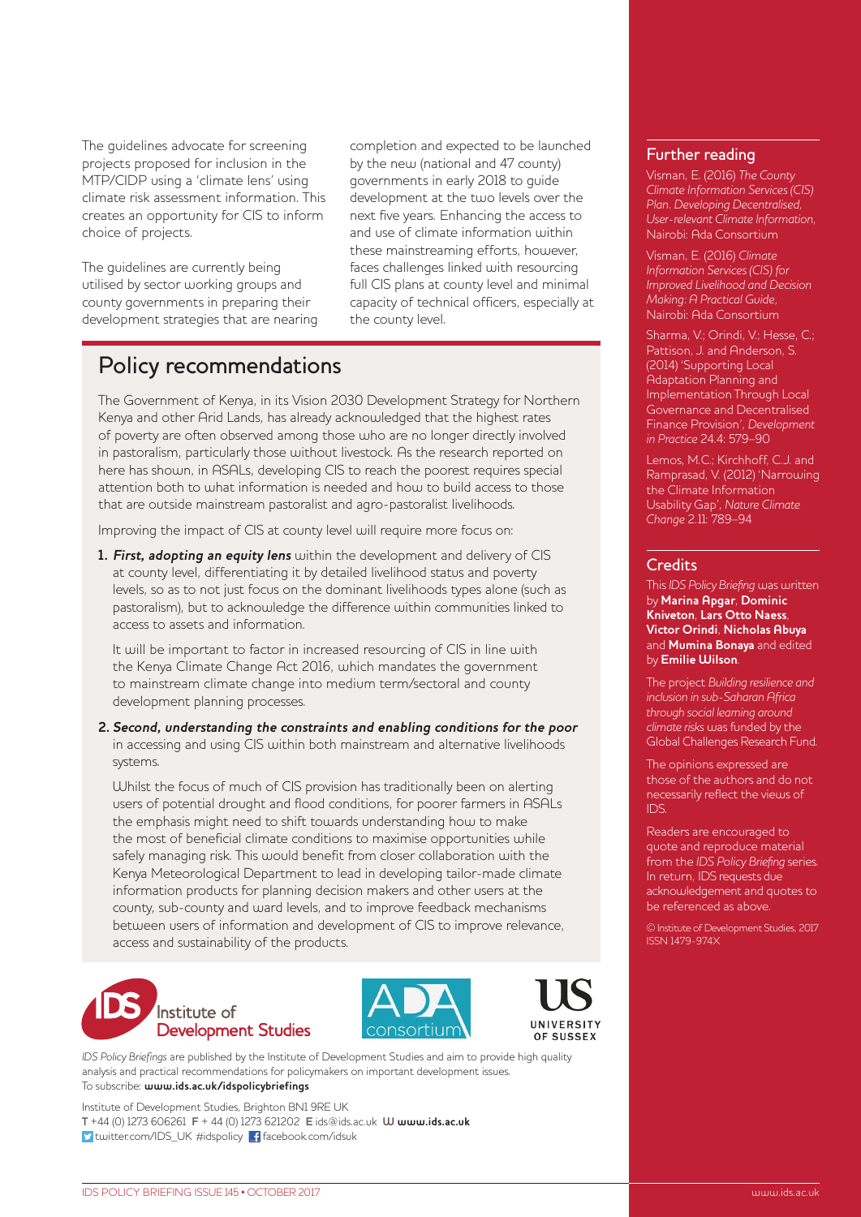The guidelines advocate for screening projects proposed for inclusion in the MTP/CIDP using a 'climate lens' using climate risk assessment information. This creates an opportunity for CIS to inform choice of projects.

The guidelines are currently being utilised by sector working groups and county governments in preparing their development strategies that are nearing completion and expected to be launched by the new (national and 47 county) governments in early 2018 to guide development at the two levels over the next five years. Enhancing the access to and use of climate information within these mainstreaming efforts, however, faces challenges linked with resourcing full CIS plans at county level and minimal capacity of technical officers, especially at the county level.

## Policy recommendations

The Government of Kenya, in its Vision 2030 Development Strategy for Northern Kenya and other Arid Lands, has already acknowledged that the highest rates of poverty are often observed among those who are no longer directly involved in pastoralism, particularly those without livestock. As the research reported on here has shown, in ASALs, developing CIS to reach the poorest requires special attention both to what information is needed and how to build access to those that are outside mainstream pastoralist and agro-pastoralist livelihoods.

Improving the impact of CIS at county level will require more focus on:

1. ***First, adopting an equity lens*** within the development and delivery of CIS at county level, differentiating it by detailed livelihood status and poverty levels, so as to not just focus on the dominant livelihoods types alone (such as pastoralism), but to acknowledge the difference within communities linked to access to assets and information.

   It will be important to factor in increased resourcing of CIS in line with the Kenya Climate Change Act 2016, which mandates the government to mainstream climate change into medium term/sectoral and county development planning processes.

2. ***Second, understanding the constraints and enabling conditions for the poor*** in accessing and using CIS within both mainstream and alternative livelihoods systems.

   Whilst the focus of much of CIS provision has traditionally been on alerting users of potential drought and flood conditions, for poorer farmers in ASALs the emphasis might need to shift towards understanding how to make the most of beneficial climate conditions to maximise opportunities while safely managing risk. This would benefit from closer collaboration with the Kenya Meteorological Department to lead in developing tailor-made climate information products for planning decision makers and other users at the county, sub-county and ward levels, and to improve feedback mechanisms between users of information and development of CIS to improve relevance, access and sustainability of the products.

### Further reading

Visman, E. (2016) *The County Climate Information Services (CIS) Plan. Developing Decentralised, User-relevant Climate Information*, Nairobi: Ada Consortium

Visman, E. (2016) *Climate Information Services (CIS) for Improved Livelihood and Decision Making: A Practical Guide*, Nairobi: Ada Consortium

Sharma, V.; Orindi, V.; Hesse, C.; Pattison, J. and Anderson, S. (2014) 'Supporting Local Adaptation Planning and Implementation Through Local Governance and Decentralised Finance Provision', *Development in Practice* 24.4: 579–90

Lemos, M.C.; Kirchhoff, C.J. and Ramprasad, V. (2012) 'Narrowing the Climate Information Usability Gap', *Nature Climate Change* 2.11: 789–94

### Credits

This *IDS Policy Briefing* was written by **Marina Apgar**, **Dominic Kniveton**, **Lars Otto Naess**, **Victor Orindi**, **Nicholas Abuya** and **Mumina Bonaya** and edited by **Emilie Wilson**.

The project *Building resilience and inclusion in sub-Saharan Africa through social learning around climate risks* was funded by the Global Challenges Research Fund.

The opinions expressed are those of the authors and do not necessarily reflect the views of IDS.

Readers are encouraged to quote and reproduce material from the *IDS Policy Briefing* series. In return, IDS requests due acknowledgement and quotes to be referenced as above.

© Institute of Development Studies, 2017
ISSN 1479-974X

Institute of Development Studies | ADA consortium | University of Sussex

*IDS Policy Briefings* are published by the Institute of Development Studies and aim to provide high quality analysis and practical recommendations for policymakers on important development issues.
To subscribe: **www.ids.ac.uk/idspolicybriefings**

Institute of Development Studies, Brighton BN1 9RE UK
**T** +44 (0) 1273 606261 **F** + 44 (0) 1273 621202 **E** ids@ids.ac.uk **W** **www.ids.ac.uk**
twitter.com/IDS_UK #idspolicy facebook.com/idsuk